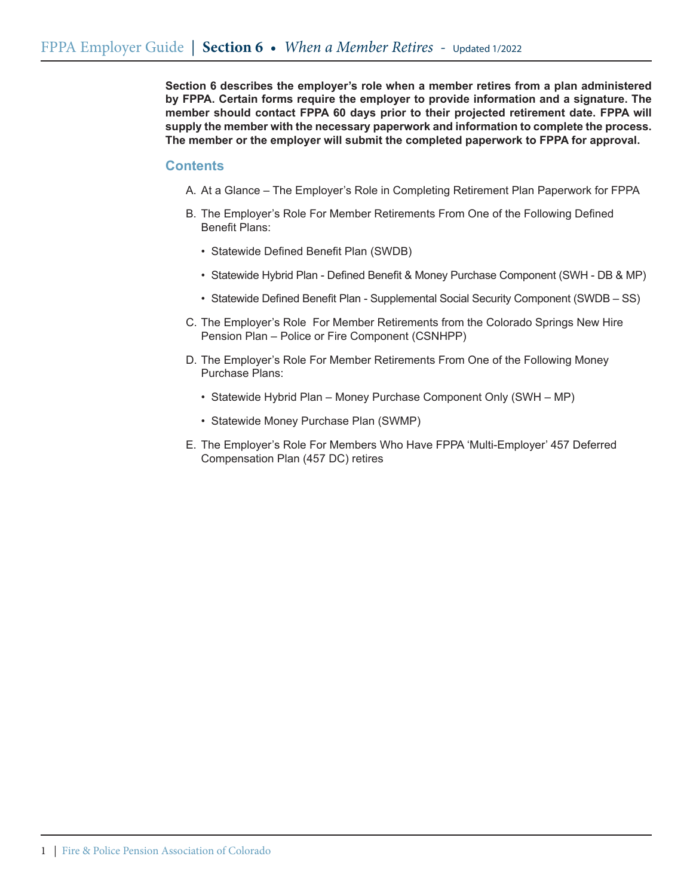**Section 6 describes the employer's role when a member retires from a plan administered by FPPA. Certain forms require the employer to provide information and a signature. The member should contact FPPA 60 days prior to their projected retirement date. FPPA will supply the member with the necessary paperwork and information to complete the process. The member or the employer will submit the completed paperwork to FPPA for approval.**

## Contents

A. At a Glance – The Employer's Role in Completing Retirement Plan Paperwork for FPPA

B. The Employer's Role For Member Retirements From One of the Following Defined Benefit Plans:

- Statewide Defined Benefit Plan (SWDB)
- Statewide Hybrid Plan - Defined Benefit & Money Purchase Component (SWH - DB & MP)
- Statewide Defined Benefit Plan - Supplemental Social Security Component (SWDB – SS)

C. The Employer's Role For Member Retirements from the Colorado Springs New Hire Pension Plan – Police or Fire Component (CSNHPP)

D. The Employer's Role For Member Retirements From One of the Following Money Purchase Plans:

- Statewide Hybrid Plan – Money Purchase Component Only (SWH – MP)
- Statewide Money Purchase Plan (SWMP)

E. The Employer's Role For Members Who Have FPPA 'Multi-Employer' 457 Deferred Compensation Plan (457 DC) retires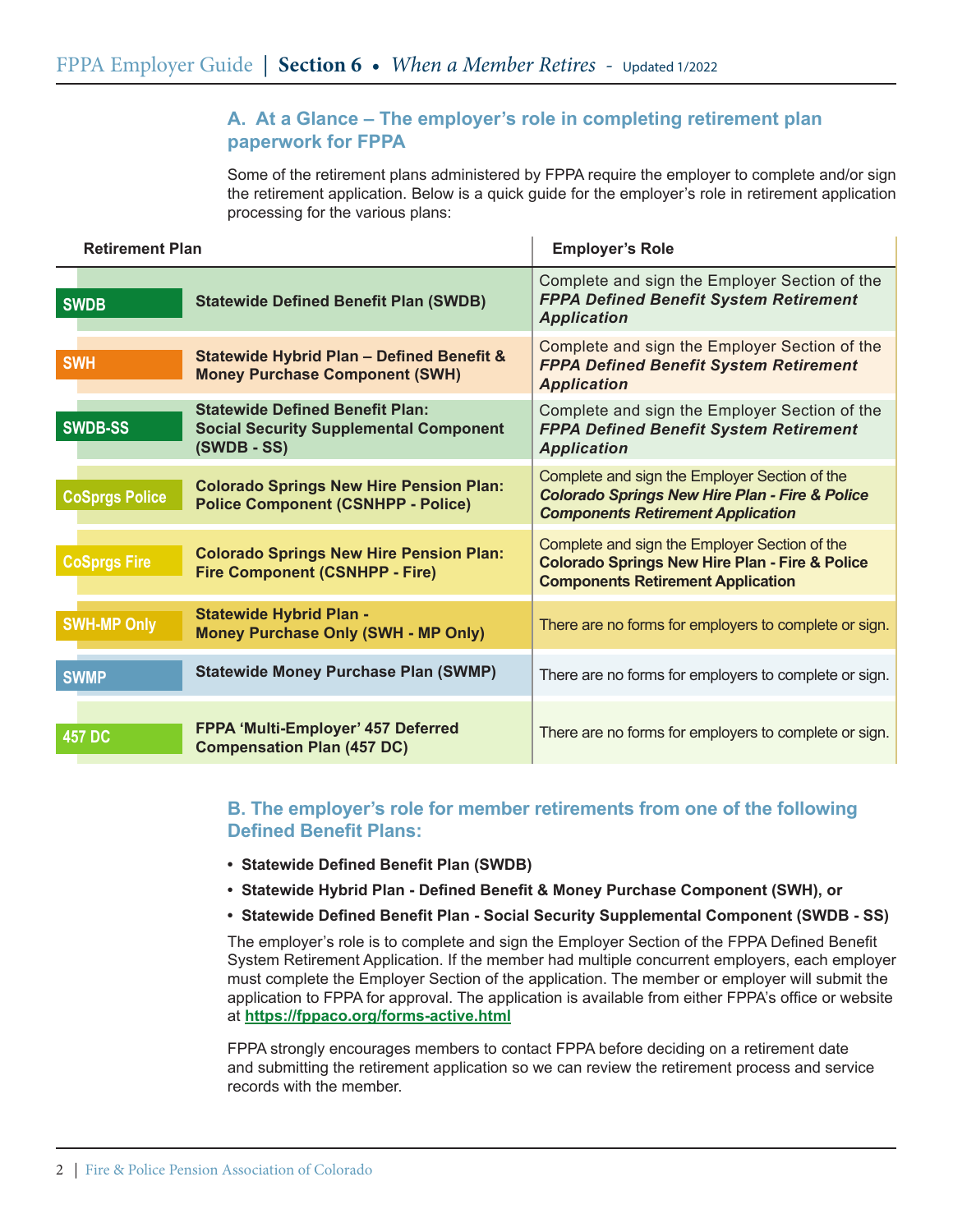## A. At a Glance – The employer's role in completing retirement plan paperwork for FPPA

Some of the retirement plans administered by FPPA require the employer to complete and/or sign the retirement application. Below is a quick guide for the employer's role in retirement application processing for the various plans:

| Retirement Plan | | Employer's Role |
|---|---|---|
| SWDB | **Statewide Defined Benefit Plan (SWDB)** | Complete and sign the Employer Section of the ***FPPA Defined Benefit System Retirement Application*** |
| SWH | **Statewide Hybrid Plan – Defined Benefit & Money Purchase Component (SWH)** | Complete and sign the Employer Section of the ***FPPA Defined Benefit System Retirement Application*** |
| SWDB-SS | **Statewide Defined Benefit Plan: Social Security Supplemental Component (SWDB - SS)** | Complete and sign the Employer Section of the ***FPPA Defined Benefit System Retirement Application*** |
| CoSprgs Police | **Colorado Springs New Hire Pension Plan: Police Component (CSNHPP - Police)** | Complete and sign the Employer Section of the ***Colorado Springs New Hire Plan - Fire & Police Components Retirement Application*** |
| CoSprgs Fire | **Colorado Springs New Hire Pension Plan: Fire Component (CSNHPP - Fire)** | Complete and sign the Employer Section of the **Colorado Springs New Hire Plan - Fire & Police Components Retirement Application** |
| SWH-MP Only | **Statewide Hybrid Plan - Money Purchase Only (SWH - MP Only)** | There are no forms for employers to complete or sign. |
| SWMP | **Statewide Money Purchase Plan (SWMP)** | There are no forms for employers to complete or sign. |
| 457 DC | **FPPA 'Multi-Employer' 457 Deferred Compensation Plan (457 DC)** | There are no forms for employers to complete or sign. |

## B. The employer's role for member retirements from one of the following Defined Benefit Plans:

- **Statewide Defined Benefit Plan (SWDB)**
- **Statewide Hybrid Plan - Defined Benefit & Money Purchase Component (SWH), or**
- **Statewide Defined Benefit Plan - Social Security Supplemental Component (SWDB - SS)**

The employer's role is to complete and sign the Employer Section of the FPPA Defined Benefit System Retirement Application. If the member had multiple concurrent employers, each employer must complete the Employer Section of the application. The member or employer will submit the application to FPPA for approval. The application is available from either FPPA's office or website at **https://fppaco.org/forms-active.html**

FPPA strongly encourages members to contact FPPA before deciding on a retirement date and submitting the retirement application so we can review the retirement process and service records with the member.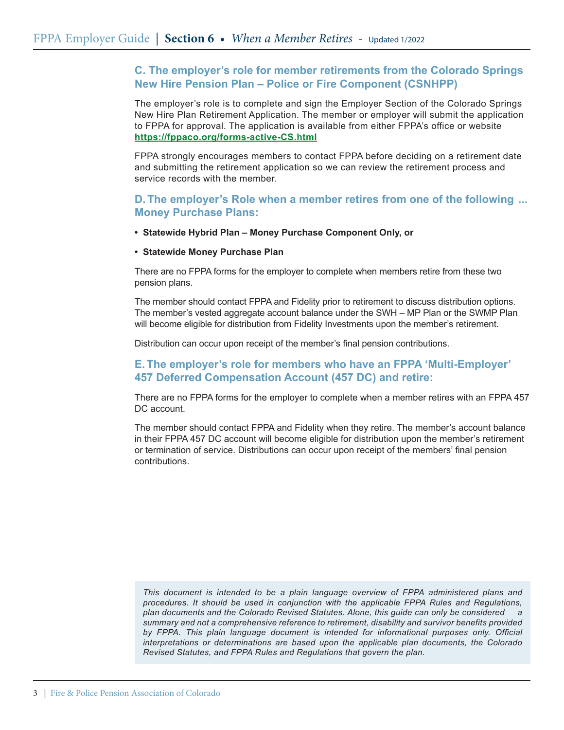### C. The employer's role for member retirements from the Colorado Springs New Hire Pension Plan – Police or Fire Component (CSNHPP)

The employer's role is to complete and sign the Employer Section of the Colorado Springs New Hire Plan Retirement Application. The member or employer will submit the application to FPPA for approval. The application is available from either FPPA's office or website **https://fppaco.org/forms-active-CS.html**

FPPA strongly encourages members to contact FPPA before deciding on a retirement date and submitting the retirement application so we can review the retirement process and service records with the member.

### D. The employer's Role when a member retires from one of the following ... Money Purchase Plans:

- **Statewide Hybrid Plan – Money Purchase Component Only, or**
- **Statewide Money Purchase Plan**

There are no FPPA forms for the employer to complete when members retire from these two pension plans.

The member should contact FPPA and Fidelity prior to retirement to discuss distribution options. The member's vested aggregate account balance under the SWH – MP Plan or the SWMP Plan will become eligible for distribution from Fidelity Investments upon the member's retirement.

Distribution can occur upon receipt of the member's final pension contributions.

### E. The employer's role for members who have an FPPA 'Multi-Employer' 457 Deferred Compensation Account (457 DC) and retire:

There are no FPPA forms for the employer to complete when a member retires with an FPPA 457 DC account.

The member should contact FPPA and Fidelity when they retire. The member's account balance in their FPPA 457 DC account will become eligible for distribution upon the member's retirement or termination of service. Distributions can occur upon receipt of the members' final pension contributions.

*This document is intended to be a plain language overview of FPPA administered plans and procedures. It should be used in conjunction with the applicable FPPA Rules and Regulations, plan documents and the Colorado Revised Statutes. Alone, this guide can only be considered a summary and not a comprehensive reference to retirement, disability and survivor benefits provided by FPPA. This plain language document is intended for informational purposes only. Official interpretations or determinations are based upon the applicable plan documents, the Colorado Revised Statutes, and FPPA Rules and Regulations that govern the plan.*